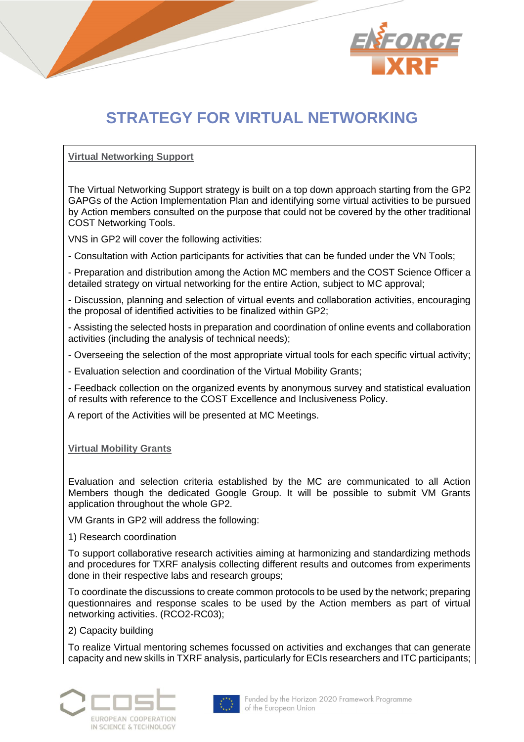# STRATEGY FOR VIRTUAL NETWORKING

## Virtual Networking Support

The Virtual Networking Support strategy is built on a top down approach starting from the GP2 GAPGs of the Action Implementation Plan and identifying some virtual activities to be pursued by Action members consulted on the purpose that could not be covered by the other traditional COST Networking Tools.

VNS in GP2 will cover the following activities:

- Consultation with Action participants for activities that can be funded under the VN Tools;

- Preparation and distribution among the Action MC members and the COST Science Officer a detailed strategy on virtual networking for the entire Action, subject to MC approval;

- Discussion, planning and selection of virtual events and collaboration activities, encouraging the proposal of identified activities to be finalized within GP2;

- Assisting the selected hosts in preparation and coordination of online events and collaboration activities (including the analysis of technical needs);

- Overseeing the selection of the most appropriate virtual tools for each specific virtual activity;

- Evaluation selection and coordination of the Virtual Mobility Grants;

- Feedback collection on the organized events by anonymous survey and statistical evaluation of results with reference to the COST Excellence and Inclusiveness Policy.

A report of the Activities will be presented at MC Meetings.

## Virtual Mobility Grants

Evaluation and selection criteria established by the MC are communicated to all Action Members though the dedicated Google Group. It will be possible to submit VM Grants application throughout the whole GP2.

VM Grants in GP2 will address the following:

1) Research coordination

To support collaborative research activities aiming at harmonizing and standardizing methods and procedures for TXRF analysis collecting different results and outcomes from experiments done in their respective labs and research groups;

To coordinate the discussions to create common protocols to be used by the network; preparing questionnaires and response scales to be used by the Action members as part of virtual networking activities. (RCO2-RC03);

2) Capacity building

To realize Virtual mentoring schemes focussed on activities and exchanges that can generate capacity and new skills in TXRF analysis, particularly for ECIs researchers and ITC participants;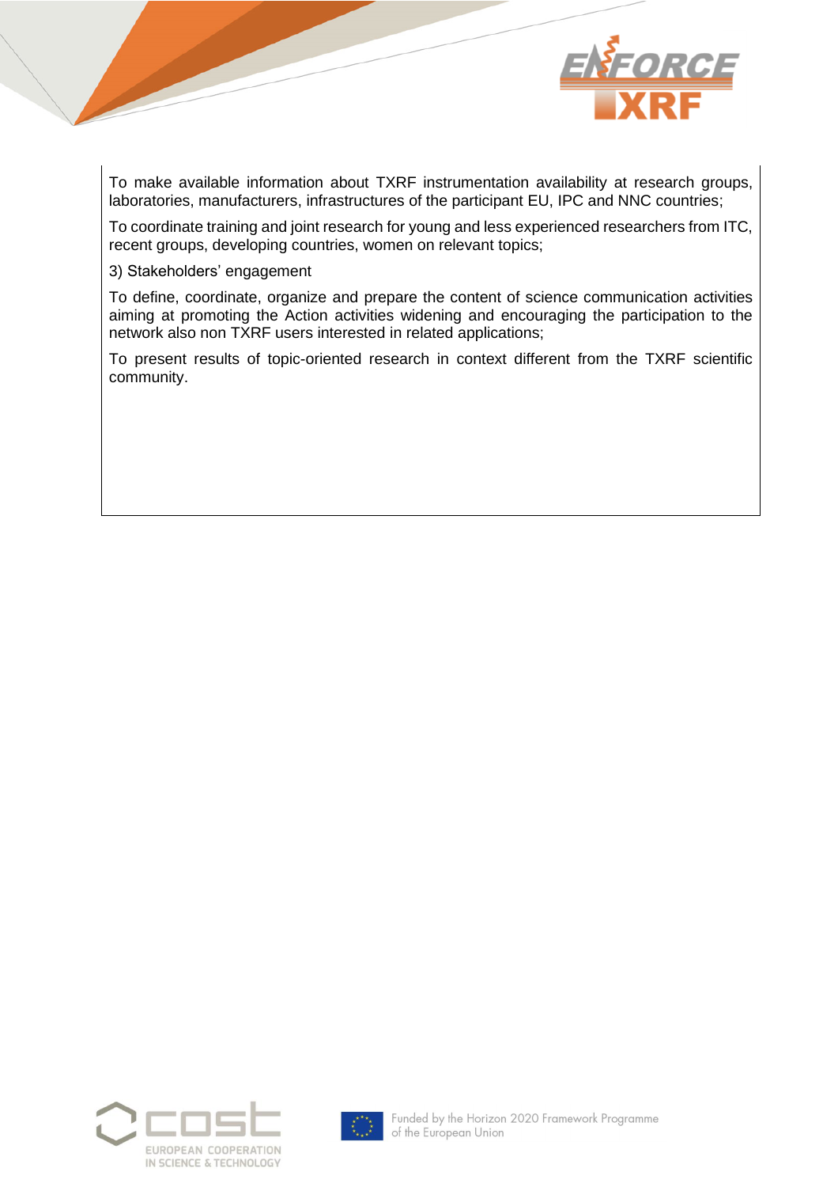To make available information about TXRF instrumentation availability at research groups, laboratories, manufacturers, infrastructures of the participant EU, IPC and NNC countries;

To coordinate training and joint research for young and less experienced researchers from ITC, recent groups, developing countries, women on relevant topics;

3) Stakeholders' engagement

To define, coordinate, organize and prepare the content of science communication activities aiming at promoting the Action activities widening and encouraging the participation to the network also non TXRF users interested in related applications;

To present results of topic-oriented research in context different from the TXRF scientific community.